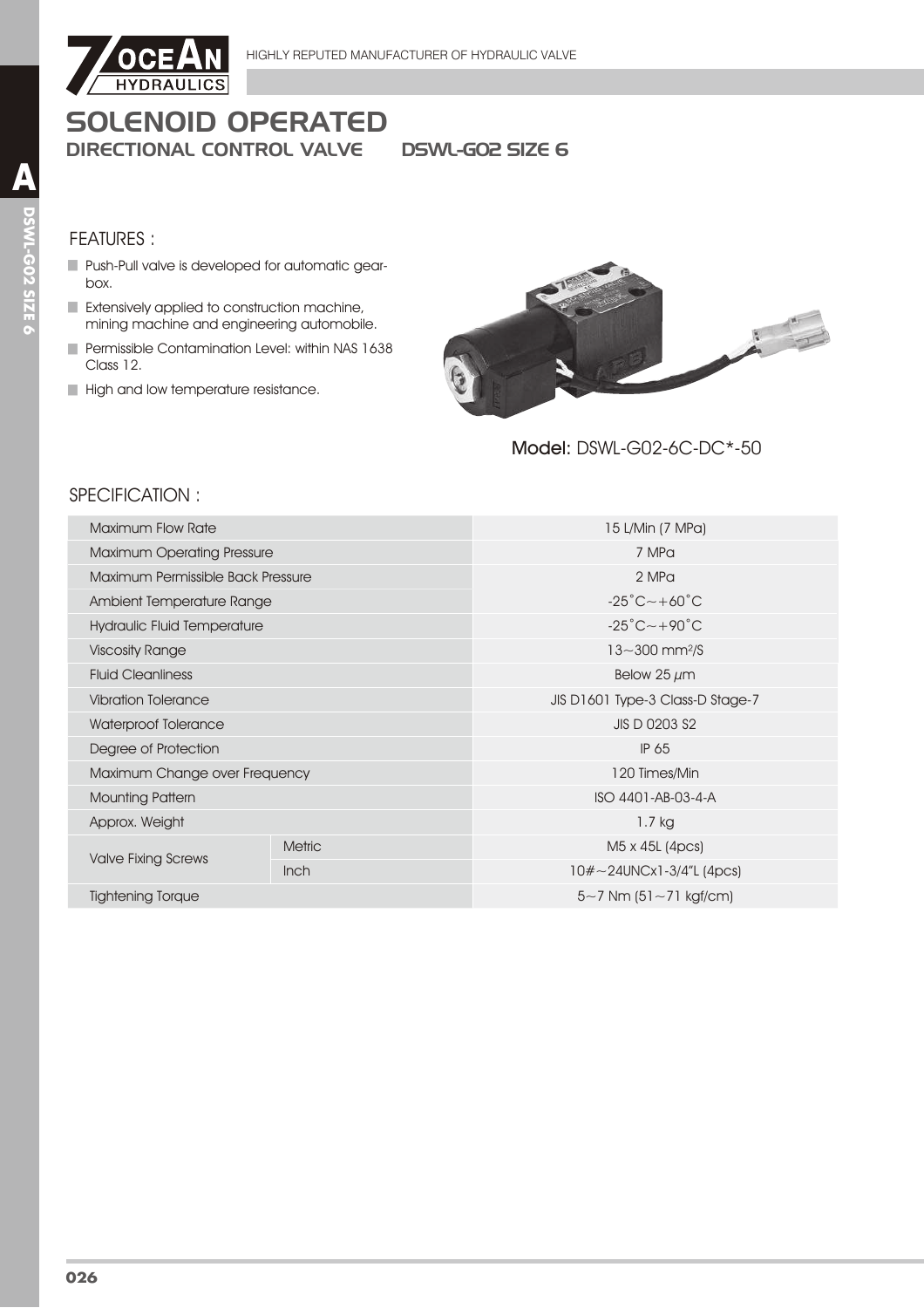# SOLENOID OPERATED

## DIRECTIONAL CONTROL VALVE DSWL-G02 SIZE 6

### FEATURES :

- Push-Pull valve is developed for automatic gear-box.
- Extensively applied to construction machine, mining machine and engineering automobile.
- Permissible Contamination Level: within NAS 1638 Class 12.
- High and low temperature resistance.

**Model:** DSWL-G02-6C-DC*-50

### SPECIFICATION :

| | | |
|---|---|---|
| Maximum Flow Rate | | 15 L/Min (7 MPa) |
| Maximum Operating Pressure | | 7 MPa |
| Maximum Permissible Back Pressure | | 2 MPa |
| Ambient Temperature Range | | -25˚C～+60˚C |
| Hydraulic Fluid Temperature | | -25˚C～+90˚C |
| Viscosity Range | | 13～300 $mm^2/S$ |
| Fluid Cleanliness | | Below 25 $\mu$m |
| Vibration Tolerance | | JIS D1601 Type-3 Class-D Stage-7 |
| Waterproof Tolerance | | JIS D 0203 S2 |
| Degree of Protection | | IP 65 |
| Maximum Change over Frequency | | 120 Times/Min |
| Mounting Pattern | | ISO 4401-AB-03-4-A |
| Approx. Weight | | 1.7 kg |
| Valve Fixing Screws | Metric | M5 x 45L (4pcs) |
| | Inch | 10#～24UNCx1-3/4"L (4pcs) |
| Tightening Torque | | 5～7 Nm (51～71 kgf/cm) |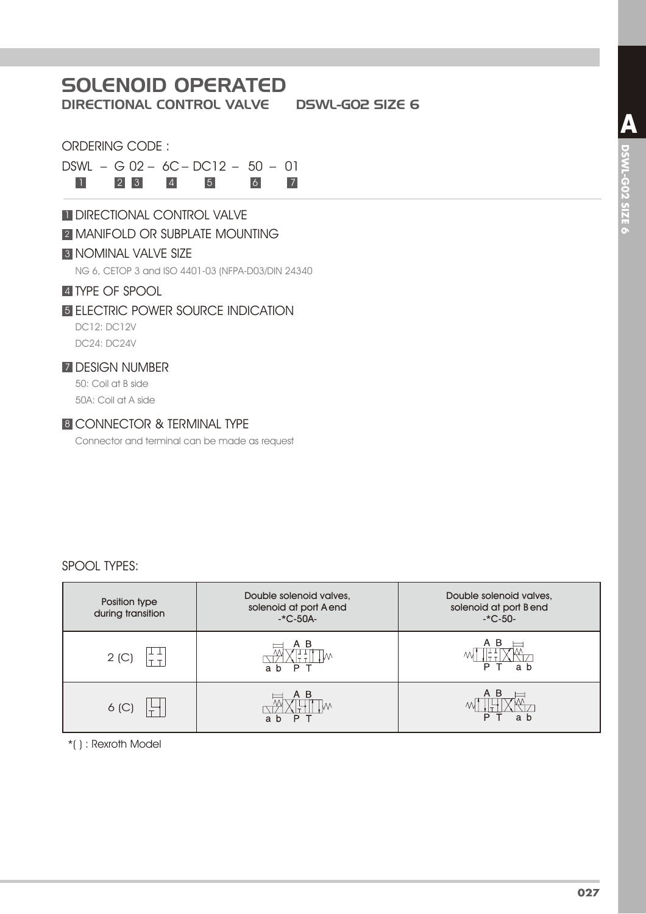# SOLENOID OPERATED

## DIRECTIONAL CONTROL VALVE DSWL-G02 SIZE 6

ORDERING CODE :

DSWL – G 02 – 6C – DC12 – 50 – 01

1 2 3 4 5 6 7

**1** DIRECTIONAL CONTROL VALVE

**2** MANIFOLD OR SUBPLATE MOUNTING

**3** NOMINAL VALVE SIZE

NG 6, CETOP 3 and ISO 4401-03 (NFPA-D03/DIN 24340

**4** TYPE OF SPOOL

**5** ELECTRIC POWER SOURCE INDICATION

DC12: DC12V

DC24: DC24V

**7** DESIGN NUMBER

50: Coil at B side

50A: Coil at A side

**8** CONNECTOR & TERMINAL TYPE

Connector and terminal can be made as request

SPOOL TYPES:

| Position type during transition | Double solenoid valves, solenoid at port A end -*C-50A- | Double solenoid valves, solenoid at port B end -*C-50- |
|---|---|---|
| 2 (C) | A B / a b P T | A B / P T a b |
| 6 (C) | A B / a b P T | A B / P T a b |

*( ) : Rexroth Model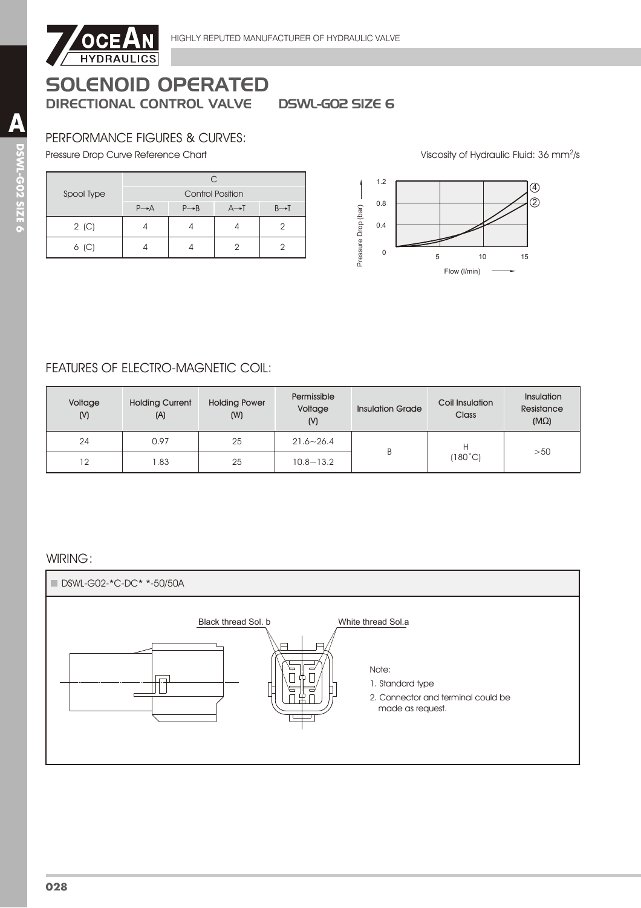# SOLENOID OPERATED

## DIRECTIONAL CONTROL VALVE    DSWL-G02 SIZE 6

### PERFORMANCE FIGURES & CURVES:

Pressure Drop Curve Reference Chart

Viscosity of Hydraulic Fluid: 36 $mm^2/s$

| Spool Type | C | | | |
|---|---|---|---|---|
| | Control Position | | | |
| | P→A | P→B | A→T | B→T |
| 2 (C) | 4 | 4 | 4 | 2 |
| 6 (C) | 4 | 4 | 2 | 2 |

### FEATURES OF ELECTRO-MAGNETIC COIL:

| Voltage (V) | Holding Current (A) | Holding Power (W) | Permissible Voltage (V) | Insulation Grade | Coil Insulation Class | Insulation Resistance (MΩ) |
|---|---|---|---|---|---|---|
| 24 | 0.97 | 25 | 21.6～26.4 | B | H (180˚C) | >50 |
| 12 | 1.83 | 25 | 10.8～13.2 | | | |

### WIRING:

DSWL-G02-*C-DC* *-50/50A

Black thread Sol. b

White thread Sol.a

Note:

1. Standard type
2. Connector and terminal could be made as request.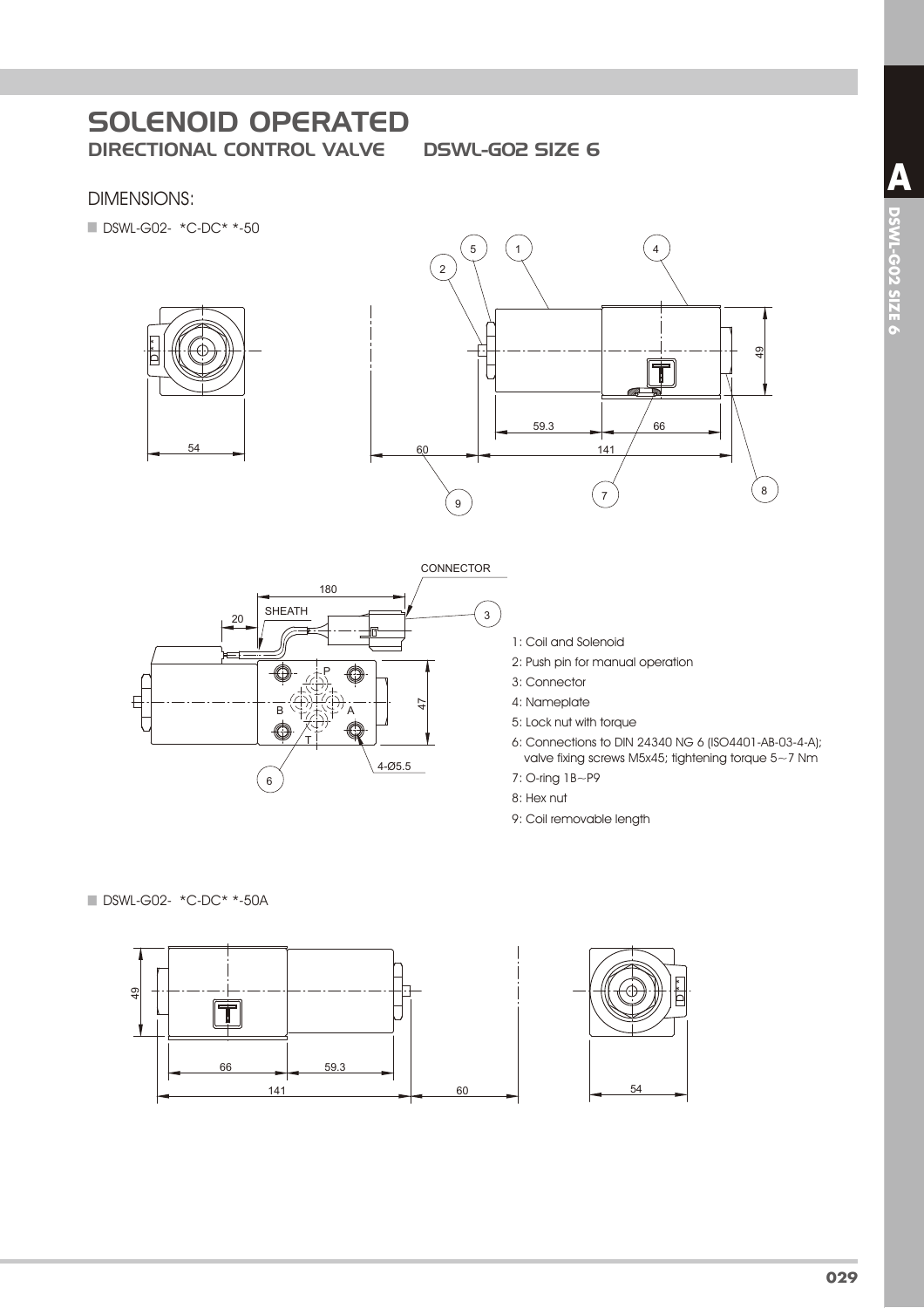# SOLENOID OPERATED

## DIRECTIONAL CONTROL VALVE DSWL-G02 SIZE 6

### DIMENSIONS:

■ DSWL-G02- *C-DC* *-50

54

60

141

59.3

66

49

180

20

SHEATH

CONNECTOR

P

B

A

T

47

4-Ø5.5

1: Coil and Solenoid
2: Push pin for manual operation
3: Connector
4: Nameplate
5: Lock nut with torque
6: Connections to DIN 24340 NG 6 (ISO4401-AB-03-4-A); valve fixing screws M5x45; tightening torque 5~7 Nm
7: O-ring 1B~P9
8: Hex nut
9: Coil removable length

■ DSWL-G02- *C-DC* *-50A

49

66

59.3

141

60

54